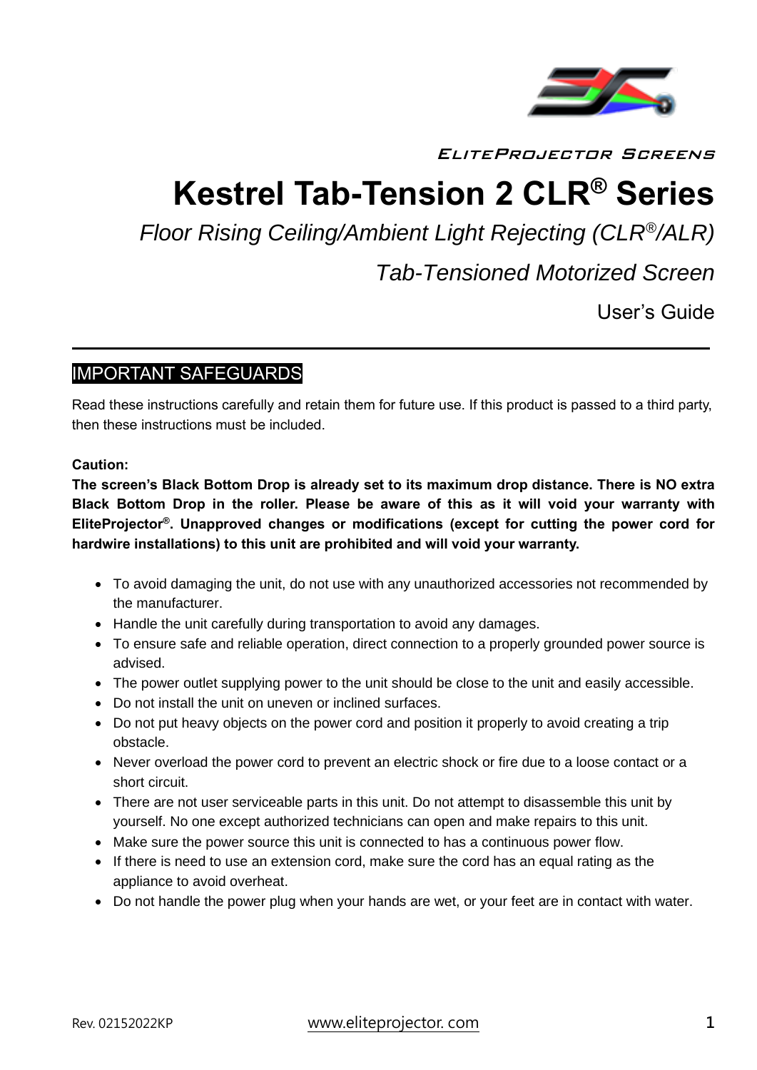ELITEPROJECTOR SCREENS

# Kestrel Tab-Tension 2 CLR® Series

*Floor Rising Ceiling/Ambient Light Rejecting (CLR®/ALR)*

*Tab-Tensioned Motorized Screen*

User's Guide

## IMPORTANT SAFEGUARDS

Read these instructions carefully and retain them for future use. If this product is passed to a third party, then these instructions must be included.

**Caution:**

**The screen's Black Bottom Drop is already set to its maximum drop distance. There is NO extra Black Bottom Drop in the roller. Please be aware of this as it will void your warranty with EliteProjector®. Unapproved changes or modifications (except for cutting the power cord for hardwire installations) to this unit are prohibited and will void your warranty.**

- To avoid damaging the unit, do not use with any unauthorized accessories not recommended by the manufacturer.
- Handle the unit carefully during transportation to avoid any damages.
- To ensure safe and reliable operation, direct connection to a properly grounded power source is advised.
- The power outlet supplying power to the unit should be close to the unit and easily accessible.
- Do not install the unit on uneven or inclined surfaces.
- Do not put heavy objects on the power cord and position it properly to avoid creating a trip obstacle.
- Never overload the power cord to prevent an electric shock or fire due to a loose contact or a short circuit.
- There are not user serviceable parts in this unit. Do not attempt to disassemble this unit by yourself. No one except authorized technicians can open and make repairs to this unit.
- Make sure the power source this unit is connected to has a continuous power flow.
- If there is need to use an extension cord, make sure the cord has an equal rating as the appliance to avoid overheat.
- Do not handle the power plug when your hands are wet, or your feet are in contact with water.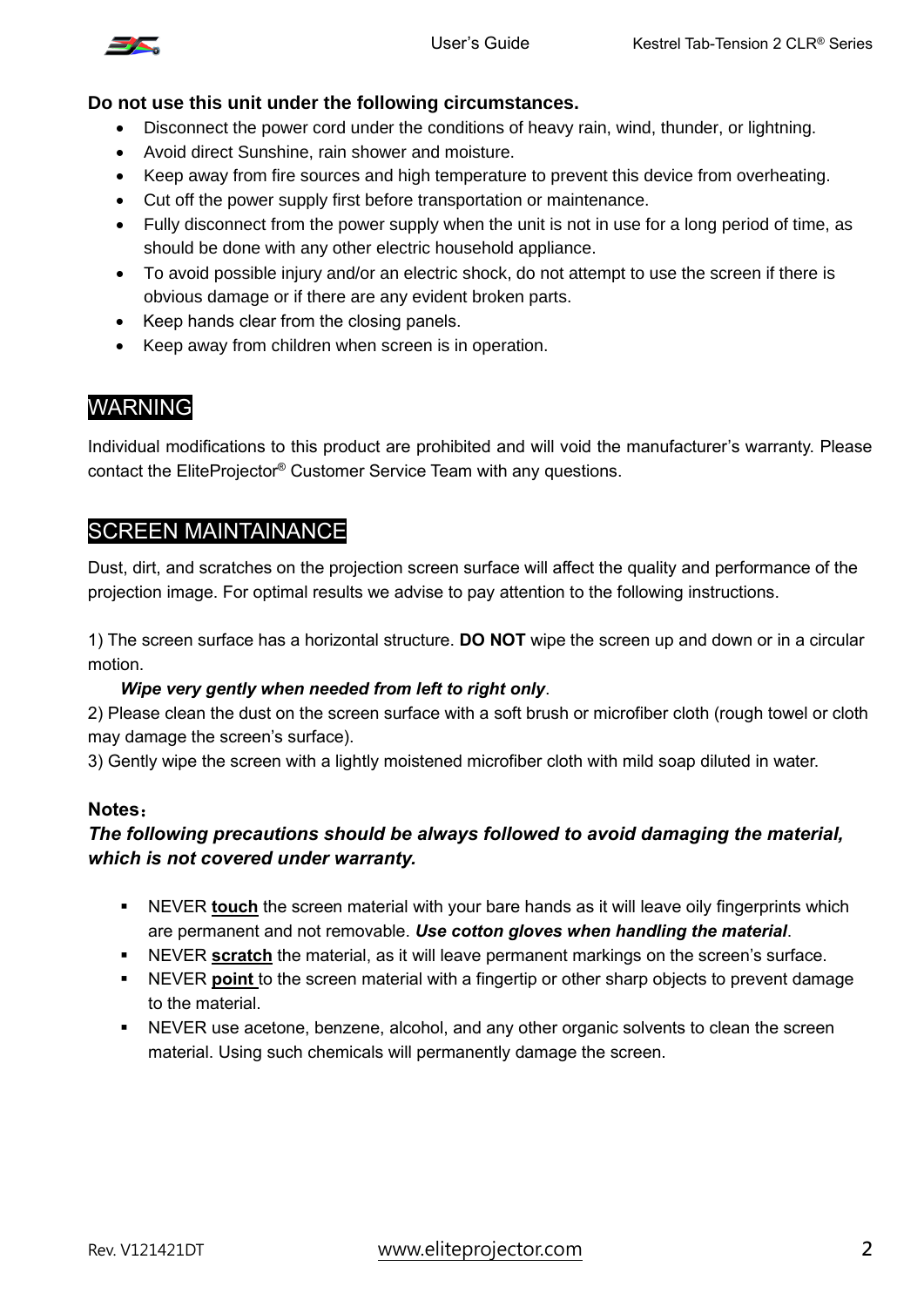**Do not use this unit under the following circumstances.**

- Disconnect the power cord under the conditions of heavy rain, wind, thunder, or lightning.
- Avoid direct Sunshine, rain shower and moisture.
- Keep away from fire sources and high temperature to prevent this device from overheating.
- Cut off the power supply first before transportation or maintenance.
- Fully disconnect from the power supply when the unit is not in use for a long period of time, as should be done with any other electric household appliance.
- To avoid possible injury and/or an electric shock, do not attempt to use the screen if there is obvious damage or if there are any evident broken parts.
- Keep hands clear from the closing panels.
- Keep away from children when screen is in operation.

## WARNING

Individual modifications to this product are prohibited and will void the manufacturer's warranty. Please contact the EliteProjector® Customer Service Team with any questions.

## SCREEN MAINTAINANCE

Dust, dirt, and scratches on the projection screen surface will affect the quality and performance of the projection image. For optimal results we advise to pay attention to the following instructions.

1) The screen surface has a horizontal structure. **DO NOT** wipe the screen up and down or in a circular motion.

***Wipe very gently when needed from left to right only***.

2) Please clean the dust on the screen surface with a soft brush or microfiber cloth (rough towel or cloth may damage the screen's surface).

3) Gently wipe the screen with a lightly moistened microfiber cloth with mild soap diluted in water.

**Notes：**

***The following precautions should be always followed to avoid damaging the material, which is not covered under warranty.***

- NEVER **touch** the screen material with your bare hands as it will leave oily fingerprints which are permanent and not removable. ***Use cotton gloves when handling the material***.
- NEVER **scratch** the material, as it will leave permanent markings on the screen's surface.
- NEVER **point** to the screen material with a fingertip or other sharp objects to prevent damage to the material.
- NEVER use acetone, benzene, alcohol, and any other organic solvents to clean the screen material. Using such chemicals will permanently damage the screen.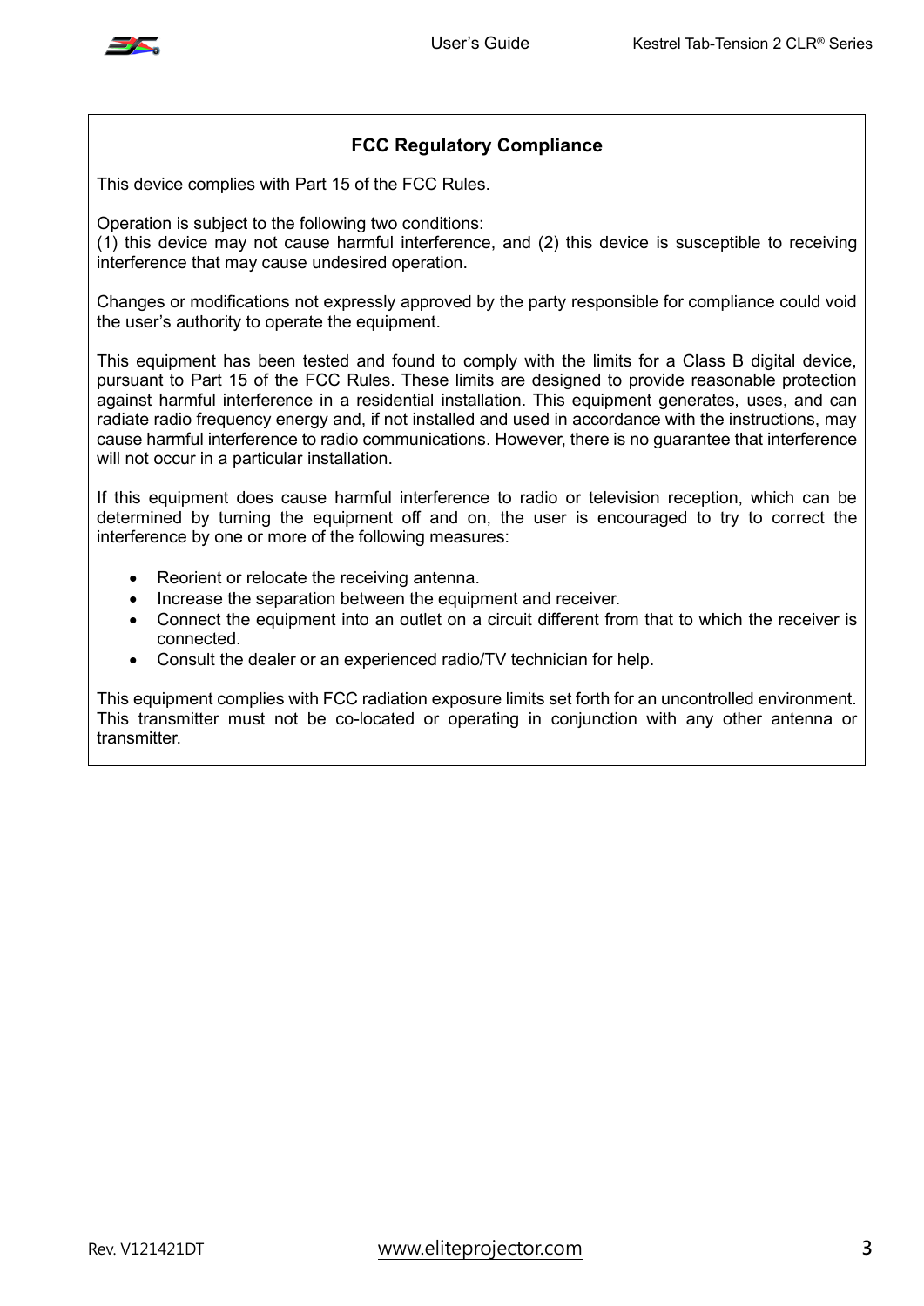## FCC Regulatory Compliance

This device complies with Part 15 of the FCC Rules.

Operation is subject to the following two conditions:
(1) this device may not cause harmful interference, and (2) this device is susceptible to receiving interference that may cause undesired operation.

Changes or modifications not expressly approved by the party responsible for compliance could void the user's authority to operate the equipment.

This equipment has been tested and found to comply with the limits for a Class B digital device, pursuant to Part 15 of the FCC Rules. These limits are designed to provide reasonable protection against harmful interference in a residential installation. This equipment generates, uses, and can radiate radio frequency energy and, if not installed and used in accordance with the instructions, may cause harmful interference to radio communications. However, there is no guarantee that interference will not occur in a particular installation.

If this equipment does cause harmful interference to radio or television reception, which can be determined by turning the equipment off and on, the user is encouraged to try to correct the interference by one or more of the following measures:

- Reorient or relocate the receiving antenna.
- Increase the separation between the equipment and receiver.
- Connect the equipment into an outlet on a circuit different from that to which the receiver is connected.
- Consult the dealer or an experienced radio/TV technician for help.

This equipment complies with FCC radiation exposure limits set forth for an uncontrolled environment. This transmitter must not be co-located or operating in conjunction with any other antenna or transmitter.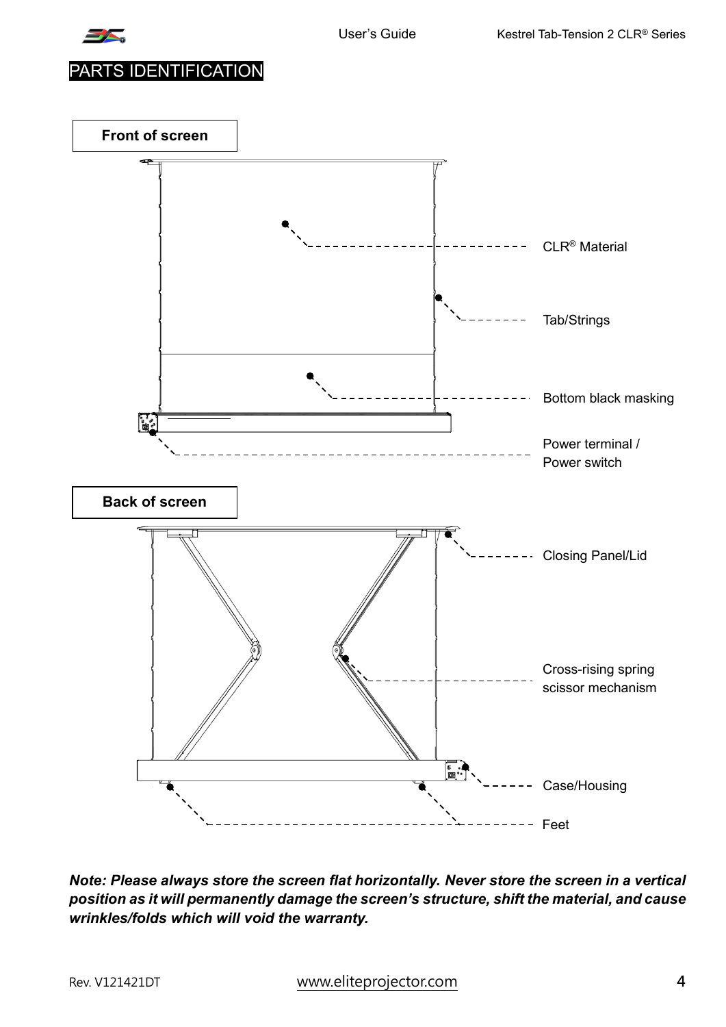# PARTS IDENTIFICATION

**Front of screen**

CLR® Material

Tab/Strings

Bottom black masking

Power terminal / Power switch

**Back of screen**

Closing Panel/Lid

Cross-rising spring scissor mechanism

Case/Housing

Feet

***Note: Please always store the screen flat horizontally. Never store the screen in a vertical position as it will permanently damage the screen's structure, shift the material, and cause wrinkles/folds which will void the warranty.***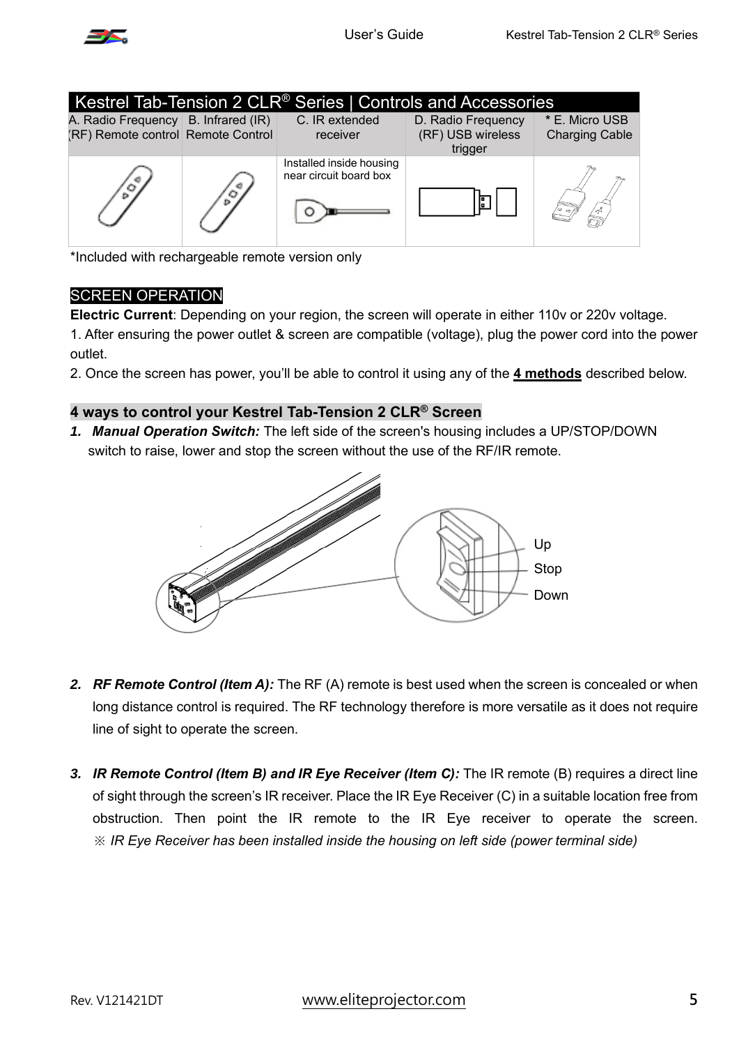## Kestrel Tab-Tension 2 CLR® Series | Controls and Accessories

| A. Radio Frequency (RF) Remote control | B. Infrared (IR) Remote Control | C. IR extended receiver | D. Radio Frequency (RF) USB wireless trigger | * E. Micro USB Charging Cable |
|---|---|---|---|---|
| | | Installed inside housing near circuit board box | | |

*Included with rechargeable remote version only

### SCREEN OPERATION

**Electric Current**: Depending on your region, the screen will operate in either 110v or 220v voltage.

1. After ensuring the power outlet & screen are compatible (voltage), plug the power cord into the power outlet.
2. Once the screen has power, you'll be able to control it using any of the **4 methods** described below.

### 4 ways to control your Kestrel Tab-Tension 2 CLR® Screen

1. ***Manual Operation Switch:*** The left side of the screen's housing includes a UP/STOP/DOWN switch to raise, lower and stop the screen without the use of the RF/IR remote.

Up
Stop
Down

2. ***RF Remote Control (Item A):*** The RF (A) remote is best used when the screen is concealed or when long distance control is required. The RF technology therefore is more versatile as it does not require line of sight to operate the screen.

3. ***IR Remote Control (Item B) and IR Eye Receiver (Item C):*** The IR remote (B) requires a direct line of sight through the screen's IR receiver. Place the IR Eye Receiver (C) in a suitable location free from obstruction. Then point the IR remote to the IR Eye receiver to operate the screen. ※ *IR Eye Receiver has been installed inside the housing on left side (power terminal side)*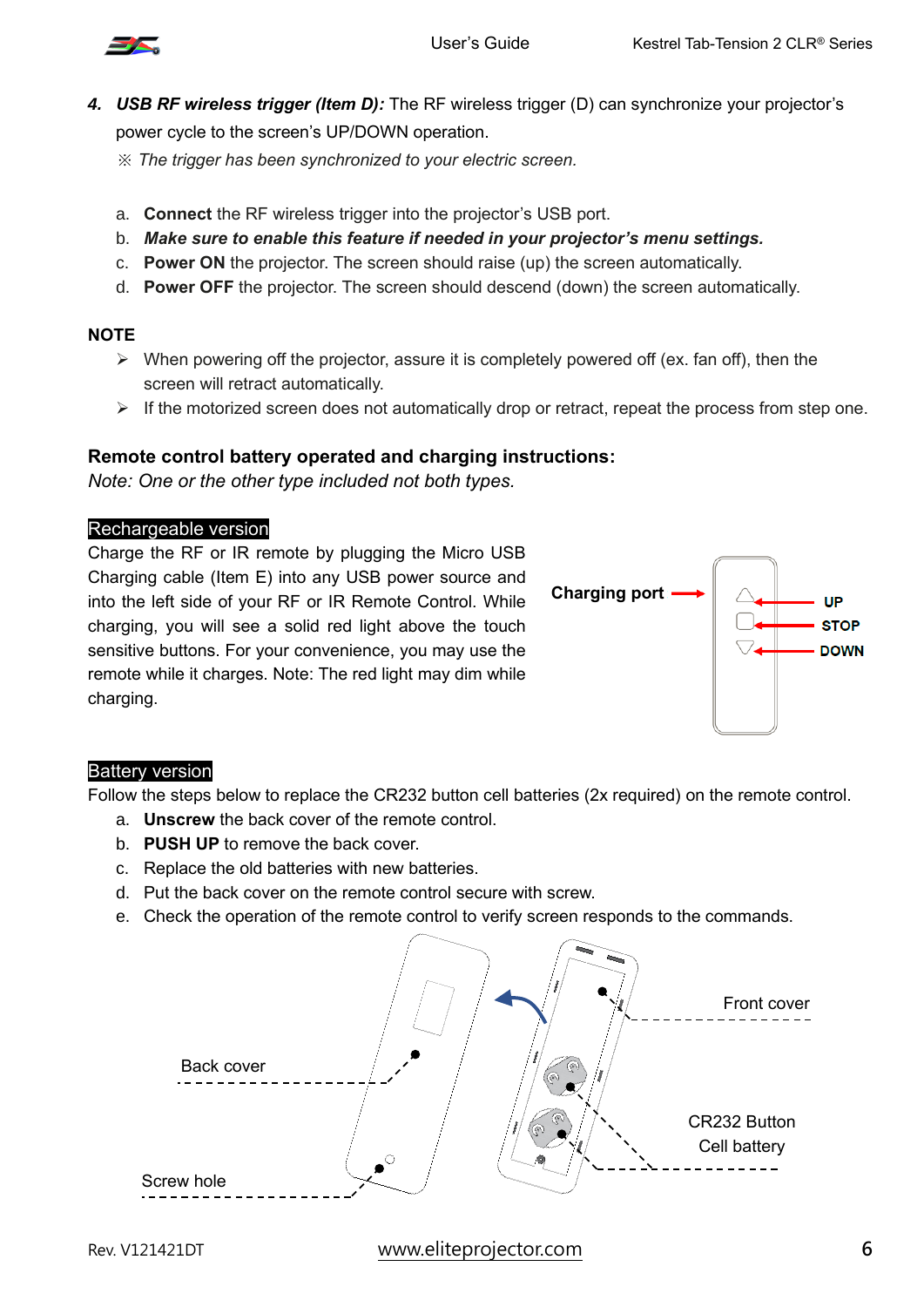4. ***USB RF wireless trigger (Item D):*** The RF wireless trigger (D) can synchronize your projector's power cycle to the screen's UP/DOWN operation.

   ※ *The trigger has been synchronized to your electric screen.*

   a. **Connect** the RF wireless trigger into the projector's USB port.
   b. ***Make sure to enable this feature if needed in your projector's menu settings.***
   c. **Power ON** the projector. The screen should raise (up) the screen automatically.
   d. **Power OFF** the projector. The screen should descend (down) the screen automatically.

**NOTE**

- When powering off the projector, assure it is completely powered off (ex. fan off), then the screen will retract automatically.
- If the motorized screen does not automatically drop or retract, repeat the process from step one.

**Remote control battery operated and charging instructions:**

*Note: One or the other type included not both types.*

**Rechargeable version**

Charge the RF or IR remote by plugging the Micro USB Charging cable (Item E) into any USB power source and into the left side of your RF or IR Remote Control. While charging, you will see a solid red light above the touch sensitive buttons. For your convenience, you may use the remote while it charges. Note: The red light may dim while charging.

Charging port

UP

STOP

DOWN

**Battery version**

Follow the steps below to replace the CR232 button cell batteries (2x required) on the remote control.

a. **Unscrew** the back cover of the remote control.
b. **PUSH UP** to remove the back cover.
c. Replace the old batteries with new batteries.
d. Put the back cover on the remote control secure with screw.
e. Check the operation of the remote control to verify screen responds to the commands.

Front cover

Back cover

CR232 Button Cell battery

Screw hole

Rev. V121421DT www.eliteprojector.com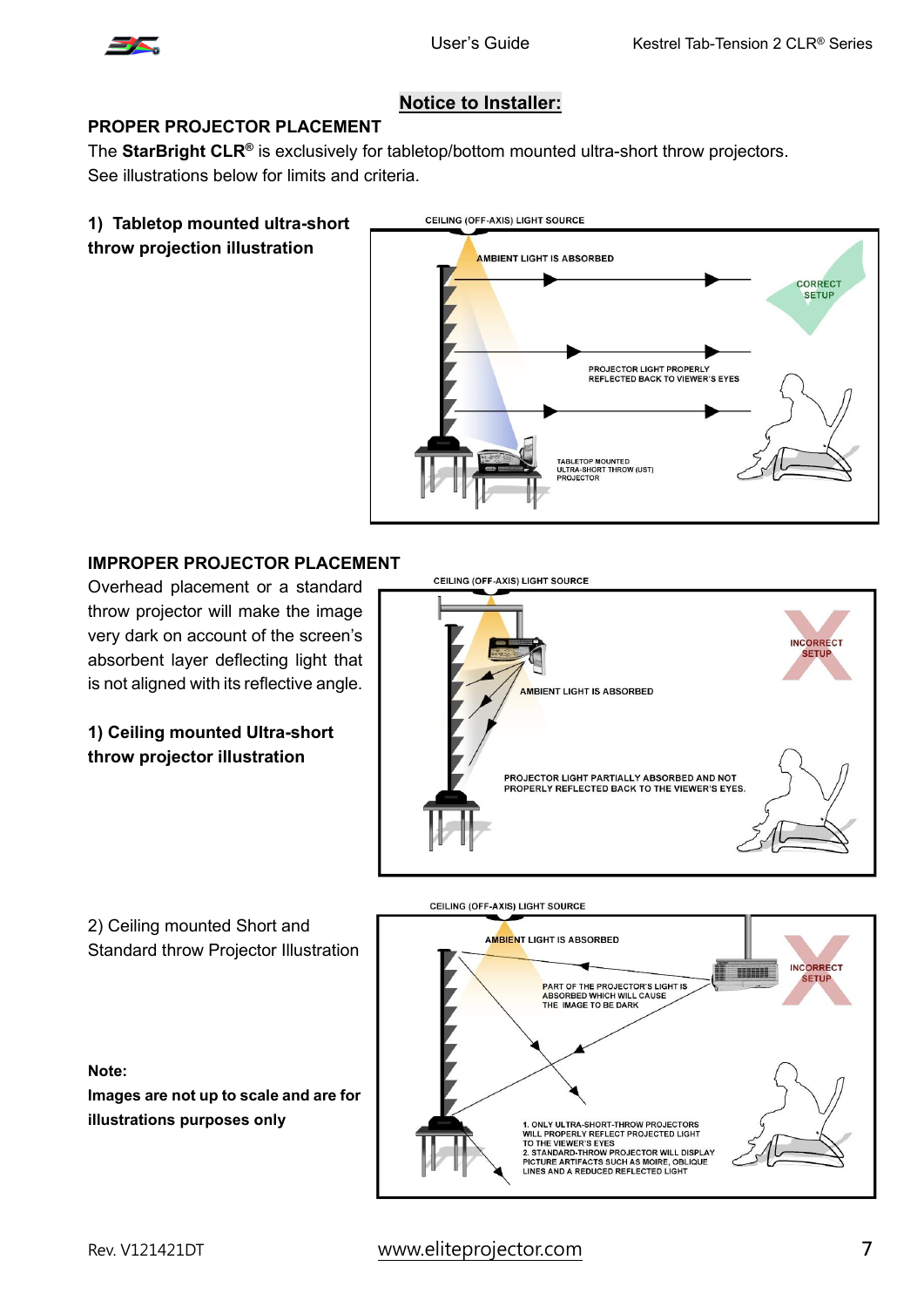## Notice to Installer:

### PROPER PROJECTOR PLACEMENT

The **StarBright CLR®** is exclusively for tabletop/bottom mounted ultra-short throw projectors. See illustrations below for limits and criteria.

**1) Tabletop mounted ultra-short throw projection illustration**

CEILING (OFF-AXIS) LIGHT SOURCE

AMBIENT LIGHT IS ABSORBED

CORRECT SETUP

PROJECTOR LIGHT PROPERLY REFLECTED BACK TO VIEWER'S EYES

TABLETOP MOUNTED ULTRA-SHORT THROW (UST) PROJECTOR

### IMPROPER PROJECTOR PLACEMENT

Overhead placement or a standard throw projector will make the image very dark on account of the screen's absorbent layer deflecting light that is not aligned with its reflective angle.

**1) Ceiling mounted Ultra-short throw projector illustration**

CEILING (OFF-AXIS) LIGHT SOURCE

INCORRECT SETUP

AMBIENT LIGHT IS ABSORBED

PROJECTOR LIGHT PARTIALLY ABSORBED AND NOT PROPERLY REFLECTED BACK TO THE VIEWER'S EYES.

2) Ceiling mounted Short and Standard throw Projector Illustration

CEILING (OFF-AXIS) LIGHT SOURCE

AMBIENT LIGHT IS ABSORBED

INCORRECT SETUP

PART OF THE PROJECTOR'S LIGHT IS ABSORBED WHICH WILL CAUSE THE IMAGE TO BE DARK

1. ONLY ULTRA-SHORT-THROW PROJECTORS WILL PROPERLY REFLECT PROJECTED LIGHT TO THE VIEWER'S EYES
2. STANDARD-THROW PROJECTOR WILL DISPLAY PICTURE ARTIFACTS SUCH AS MOIRE, OBLIQUE LINES AND A REDUCED REFLECTED LIGHT

**Note:**
**Images are not up to scale and are for illustrations purposes only**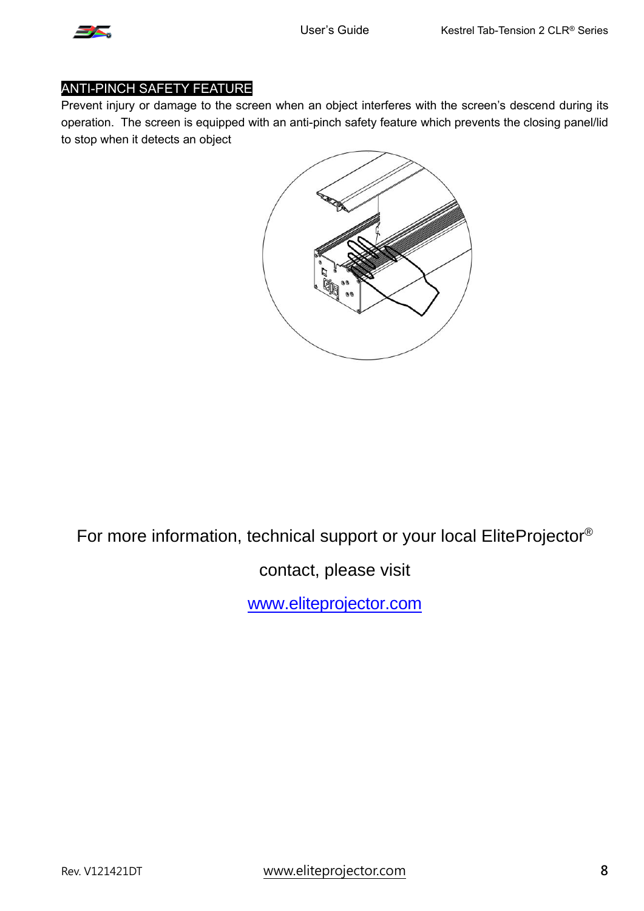## ANTI-PINCH SAFETY FEATURE

Prevent injury or damage to the screen when an object interferes with the screen's descend during its operation. The screen is equipped with an anti-pinch safety feature which prevents the closing panel/lid to stop when it detects an object

For more information, technical support or your local EliteProjector®

contact, please visit

www.eliteprojector.com

Rev. V121421DT